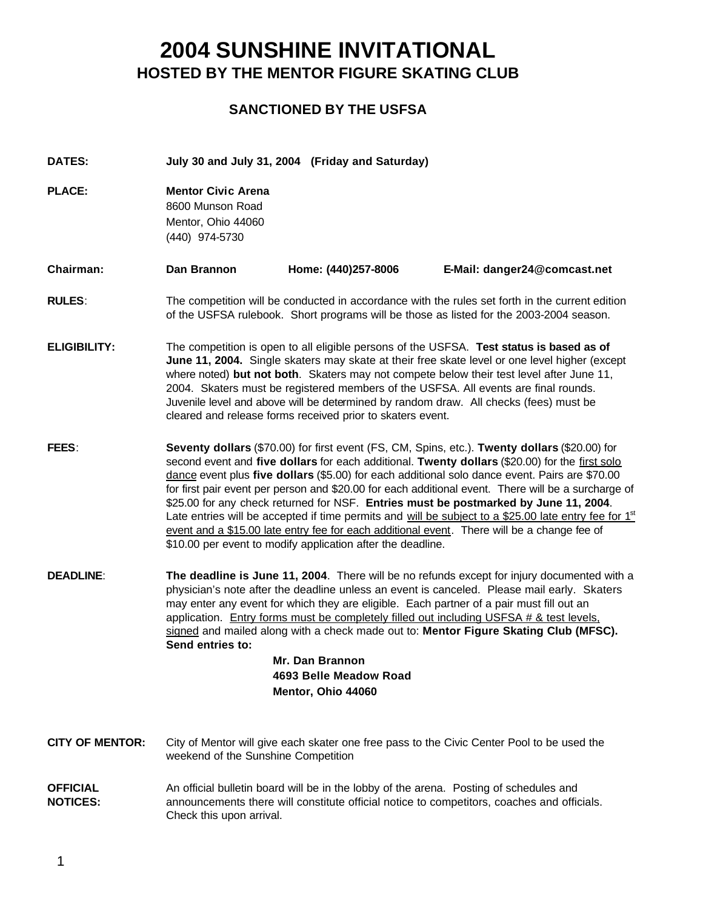# 2004 SUNSHINE INVITATIONAL
## HOSTED BY THE MENTOR FIGURE SKATING CLUB

### SANCTIONED BY THE USFSA

**DATES:** **July 30 and July 31, 2004 (Friday and Saturday)**

**PLACE:** **Mentor Civic Arena**
8600 Munson Road
Mentor, Ohio 44060
(440) 974-5730

**Chairman:** **Dan Brannon** **Home: (440)257-8006** **E-Mail: danger24@comcast.net**

**RULES**: The competition will be conducted in accordance with the rules set forth in the current edition of the USFSA rulebook. Short programs will be those as listed for the 2003-2004 season.

**ELIGIBILITY:** The competition is open to all eligible persons of the USFSA. **Test status is based as of June 11, 2004.** Single skaters may skate at their free skate level or one level higher (except where noted) **but not both**. Skaters may not compete below their test level after June 11, 2004. Skaters must be registered members of the USFSA. All events are final rounds. Juvenile level and above will be determined by random draw. All checks (fees) must be cleared and release forms received prior to skaters event.

**FEES**: **Seventy dollars** ($70.00) for first event (FS, CM, Spins, etc.). **Twenty dollars** ($20.00) for second event and **five dollars** for each additional. **Twenty dollars** ($20.00) for the first solo dance event plus **five dollars** ($5.00) for each additional solo dance event. Pairs are $70.00 for first pair event per person and $20.00 for each additional event. There will be a surcharge of $25.00 for any check returned for NSF. **Entries must be postmarked by June 11, 2004**. Late entries will be accepted if time permits and will be subject to a $25.00 late entry fee for 1st event and a $15.00 late entry fee for each additional event. There will be a change fee of $10.00 per event to modify application after the deadline.

**DEADLINE**: **The deadline is June 11, 2004**. There will be no refunds except for injury documented with a physician's note after the deadline unless an event is canceled. Please mail early. Skaters may enter any event for which they are eligible. Each partner of a pair must fill out an application. Entry forms must be completely filled out including USFSA # & test levels, signed and mailed along with a check made out to: **Mentor Figure Skating Club (MFSC). Send entries to:**

**Mr. Dan Brannon**
**4693 Belle Meadow Road**
**Mentor, Ohio 44060**

**CITY OF MENTOR:** City of Mentor will give each skater one free pass to the Civic Center Pool to be used the weekend of the Sunshine Competition

**OFFICIAL NOTICES:** An official bulletin board will be in the lobby of the arena. Posting of schedules and announcements there will constitute official notice to competitors, coaches and officials. Check this upon arrival.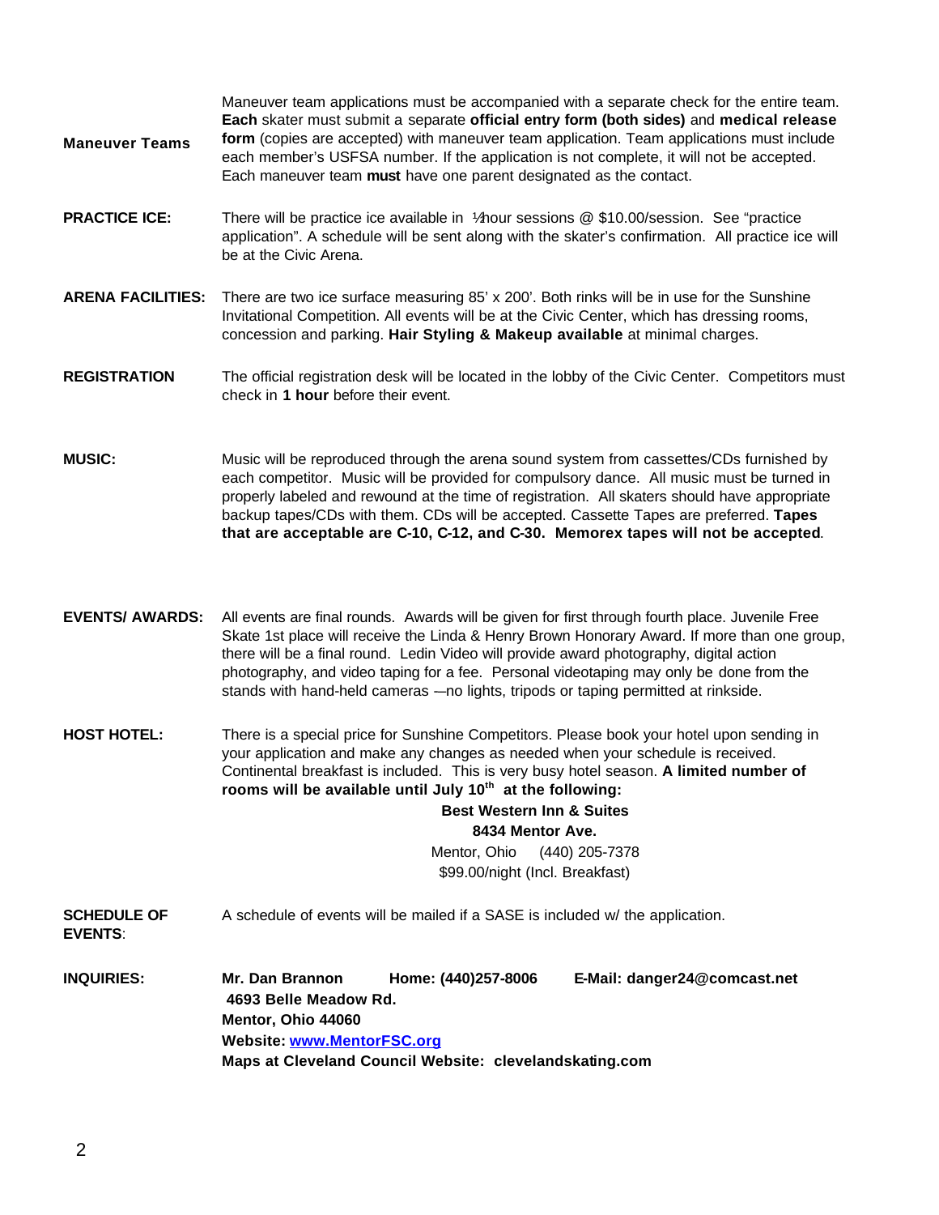**Maneuver Teams**

Maneuver team applications must be accompanied with a separate check for the entire team. **Each** skater must submit a separate **official entry form (both sides)** and **medical release form** (copies are accepted) with maneuver team application. Team applications must include each member's USFSA number. If the application is not complete, it will not be accepted. Each maneuver team **must** have one parent designated as the contact.

**PRACTICE ICE:**

There will be practice ice available in ½hour sessions @ $10.00/session. See "practice application". A schedule will be sent along with the skater's confirmation. All practice ice will be at the Civic Arena.

**ARENA FACILITIES:**

There are two ice surface measuring 85' x 200'. Both rinks will be in use for the Sunshine Invitational Competition. All events will be at the Civic Center, which has dressing rooms, concession and parking. **Hair Styling & Makeup available** at minimal charges.

**REGISTRATION**

The official registration desk will be located in the lobby of the Civic Center. Competitors must check in **1 hour** before their event.

**MUSIC:**

Music will be reproduced through the arena sound system from cassettes/CDs furnished by each competitor. Music will be provided for compulsory dance. All music must be turned in properly labeled and rewound at the time of registration. All skaters should have appropriate backup tapes/CDs with them. CDs will be accepted. Cassette Tapes are preferred. **Tapes that are acceptable are C-10, C-12, and C-30. Memorex tapes will not be accepted**.

**EVENTS/ AWARDS:**

All events are final rounds. Awards will be given for first through fourth place. Juvenile Free Skate 1st place will receive the Linda & Henry Brown Honorary Award. If more than one group, there will be a final round. Ledin Video will provide award photography, digital action photography, and video taping for a fee. Personal videotaping may only be done from the stands with hand-held cameras —no lights, tripods or taping permitted at rinkside.

**HOST HOTEL:**

There is a special price for Sunshine Competitors. Please book your hotel upon sending in your application and make any changes as needed when your schedule is received. Continental breakfast is included. This is very busy hotel season. **A limited number of rooms will be available until July 10th at the following:**

**Best Western Inn & Suites**
**8434 Mentor Ave.**
Mentor, Ohio (440) 205-7378
$99.00/night (Incl. Breakfast)

**SCHEDULE OF EVENTS**:

A schedule of events will be mailed if a SASE is included w/ the application.

**INQUIRIES:**

**Mr. Dan Brannon** **Home: (440)257-8006** **E-Mail: danger24@comcast.net**
**4693 Belle Meadow Rd.**
**Mentor, Ohio 44060**
**Website: [www.MentorFSC.org](http://www.MentorFSC.org)**
**Maps at Cleveland Council Website: clevelandskating.com**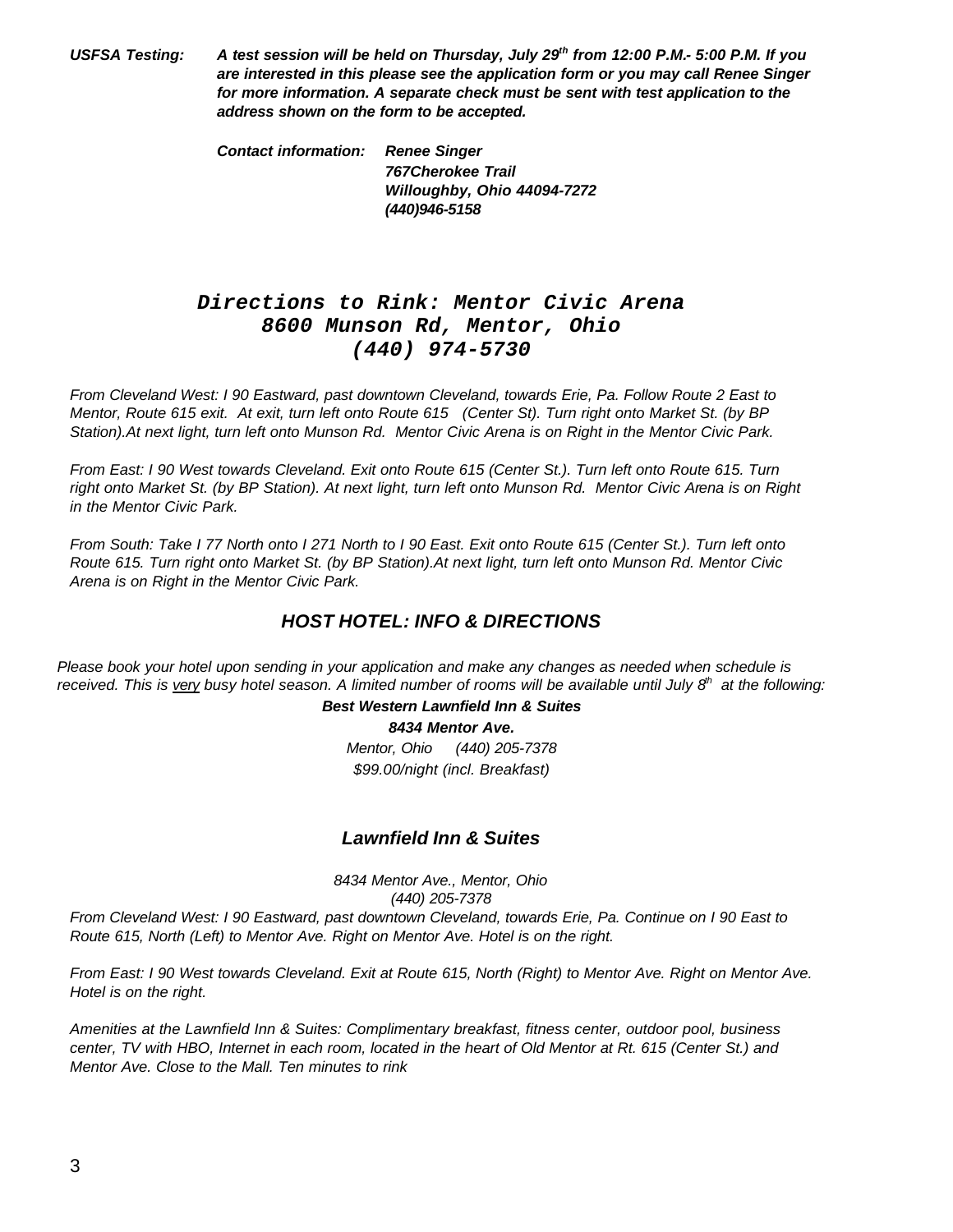***USFSA Testing:*** ***A test session will be held on Thursday, July 29th from 12:00 P.M.- 5:00 P.M. If you are interested in this please see the application form or you may call Renee Singer for more information. A separate check must be sent with test application to the address shown on the form to be accepted.***

***Contact information:*** ***Renee Singer***
***767Cherokee Trail***
***Willoughby, Ohio 44094-7272***
***(440)946-5158***

## *Directions to Rink: Mentor Civic Arena*
## *8600 Munson Rd, Mentor, Ohio*
## *(440) 974-5730*

*From Cleveland West: I 90 Eastward, past downtown Cleveland, towards Erie, Pa. Follow Route 2 East to Mentor, Route 615 exit. At exit, turn left onto Route 615 (Center St). Turn right onto Market St. (by BP Station).At next light, turn left onto Munson Rd. Mentor Civic Arena is on Right in the Mentor Civic Park.*

*From East: I 90 West towards Cleveland. Exit onto Route 615 (Center St.). Turn left onto Route 615. Turn right onto Market St. (by BP Station). At next light, turn left onto Munson Rd. Mentor Civic Arena is on Right in the Mentor Civic Park.*

*From South: Take I 77 North onto I 271 North to I 90 East. Exit onto Route 615 (Center St.). Turn left onto Route 615. Turn right onto Market St. (by BP Station).At next light, turn left onto Munson Rd. Mentor Civic Arena is on Right in the Mentor Civic Park.*

## *HOST HOTEL: INFO & DIRECTIONS*

*Please book your hotel upon sending in your application and make any changes as needed when schedule is received. This is very busy hotel season. A limited number of rooms will be available until July 8th at the following:*

***Best Western Lawnfield Inn & Suites***
***8434 Mentor Ave.***
*Mentor, Ohio (440) 205-7378*
*$99.00/night (incl. Breakfast)*

### *Lawnfield Inn & Suites*

*8434 Mentor Ave., Mentor, Ohio*
*(440) 205-7378*

*From Cleveland West: I 90 Eastward, past downtown Cleveland, towards Erie, Pa. Continue on I 90 East to Route 615, North (Left) to Mentor Ave. Right on Mentor Ave. Hotel is on the right.*

*From East: I 90 West towards Cleveland. Exit at Route 615, North (Right) to Mentor Ave. Right on Mentor Ave. Hotel is on the right.*

*Amenities at the Lawnfield Inn & Suites: Complimentary breakfast, fitness center, outdoor pool, business center, TV with HBO, Internet in each room, located in the heart of Old Mentor at Rt. 615 (Center St.) and Mentor Ave. Close to the Mall. Ten minutes to rink*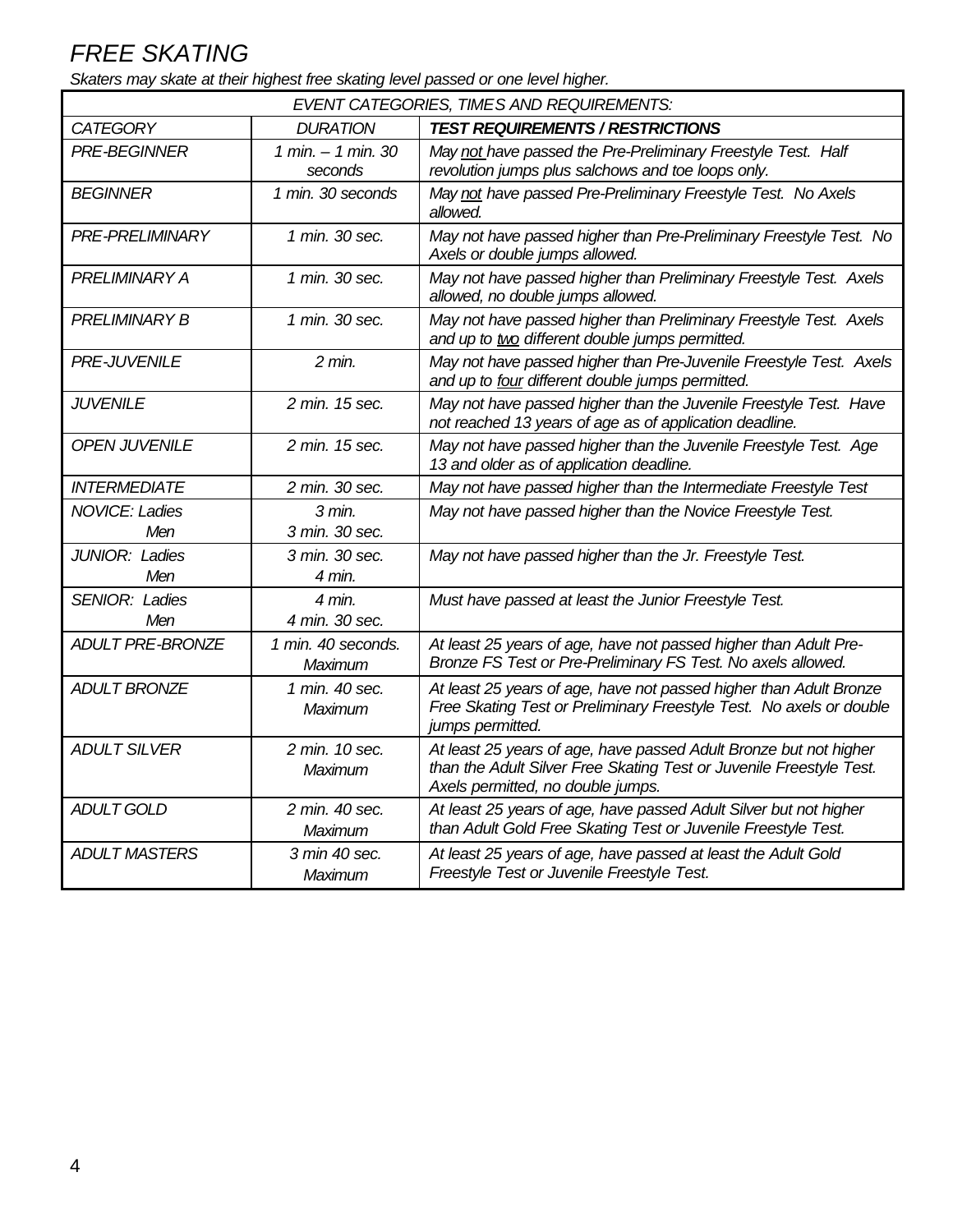# *FREE SKATING*

*Skaters may skate at their highest free skating level passed or one level higher.*

| *EVENT CATEGORIES, TIMES AND REQUIREMENTS:* | | |
|---|---|---|
| *CATEGORY* | *DURATION* | ***TEST REQUIREMENTS / RESTRICTIONS*** |
| *PRE-BEGINNER* | *1 min. – 1 min. 30 seconds* | *May not have passed the Pre-Preliminary Freestyle Test. Half revolution jumps plus salchows and toe loops only.* |
| *BEGINNER* | *1 min. 30 seconds* | *May not have passed Pre-Preliminary Freestyle Test. No Axels allowed.* |
| *PRE-PRELIMINARY* | *1 min. 30 sec.* | *May not have passed higher than Pre-Preliminary Freestyle Test. No Axels or double jumps allowed.* |
| *PRELIMINARY A* | *1 min. 30 sec.* | *May not have passed higher than Preliminary Freestyle Test. Axels allowed, no double jumps allowed.* |
| *PRELIMINARY B* | *1 min. 30 sec.* | *May not have passed higher than Preliminary Freestyle Test. Axels and up to two different double jumps permitted.* |
| *PRE-JUVENILE* | *2 min.* | *May not have passed higher than Pre-Juvenile Freestyle Test. Axels and up to four different double jumps permitted.* |
| *JUVENILE* | *2 min. 15 sec.* | *May not have passed higher than the Juvenile Freestyle Test. Have not reached 13 years of age as of application deadline.* |
| *OPEN JUVENILE* | *2 min. 15 sec.* | *May not have passed higher than the Juvenile Freestyle Test. Age 13 and older as of application deadline.* |
| *INTERMEDIATE* | *2 min. 30 sec.* | *May not have passed higher than the Intermediate Freestyle Test* |
| *NOVICE: Ladies<br>Men* | *3 min.<br>3 min. 30 sec.* | *May not have passed higher than the Novice Freestyle Test.* |
| *JUNIOR: Ladies<br>Men* | *3 min. 30 sec.<br>4 min.* | *May not have passed higher than the Jr. Freestyle Test.* |
| *SENIOR: Ladies<br>Men* | *4 min.<br>4 min. 30 sec.* | *Must have passed at least the Junior Freestyle Test.* |
| *ADULT PRE-BRONZE* | *1 min. 40 seconds. Maximum* | *At least 25 years of age, have not passed higher than Adult Pre-Bronze FS Test or Pre-Preliminary FS Test. No axels allowed.* |
| *ADULT BRONZE* | *1 min. 40 sec. Maximum* | *At least 25 years of age, have not passed higher than Adult Bronze Free Skating Test or Preliminary Freestyle Test. No axels or double jumps permitted.* |
| *ADULT SILVER* | *2 min. 10 sec. Maximum* | *At least 25 years of age, have passed Adult Bronze but not higher than the Adult Silver Free Skating Test or Juvenile Freestyle Test. Axels permitted, no double jumps.* |
| *ADULT GOLD* | *2 min. 40 sec. Maximum* | *At least 25 years of age, have passed Adult Silver but not higher than Adult Gold Free Skating Test or Juvenile Freestyle Test.* |
| *ADULT MASTERS* | *3 min 40 sec. Maximum* | *At least 25 years of age, have passed at least the Adult Gold Freestyle Test or Juvenile Freestyle Test.* |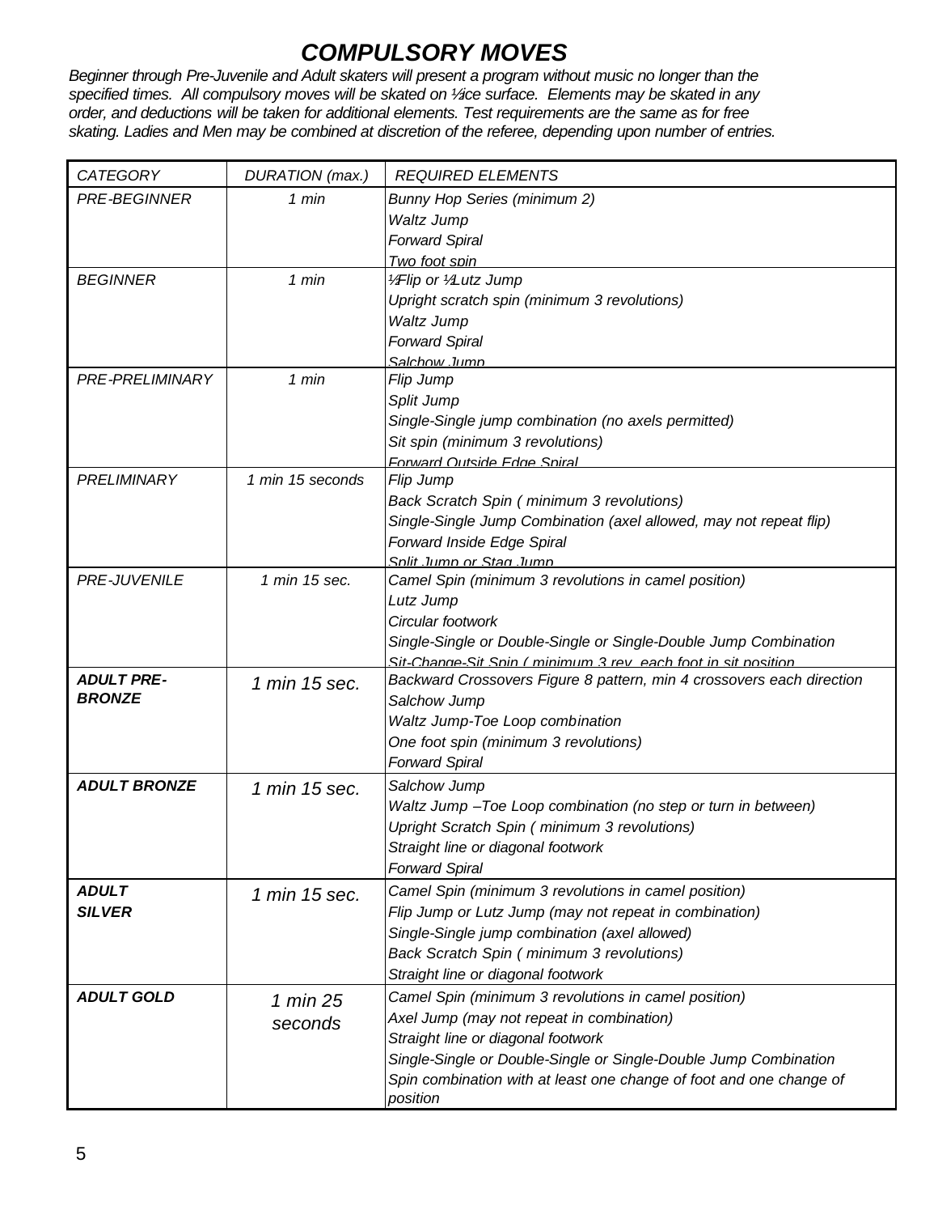# *COMPULSORY MOVES*

*Beginner through Pre-Juvenile and Adult skaters will present a program without music no longer than the specified times. All compulsory moves will be skated on ½ice surface. Elements may be skated in any order, and deductions will be taken for additional elements. Test requirements are the same as for free skating. Ladies and Men may be combined at discretion of the referee, depending upon number of entries.*

| CATEGORY | DURATION (max.) | REQUIRED ELEMENTS |
|---|---|---|
| PRE-BEGINNER | 1 min | Bunny Hop Series (minimum 2)<br>Waltz Jump<br>Forward Spiral<br>Two foot spin |
| BEGINNER | 1 min | ½Flip or ½Lutz Jump<br>Upright scratch spin (minimum 3 revolutions)<br>Waltz Jump<br>Forward Spiral<br>Salchow Jump |
| PRE-PRELIMINARY | 1 min | Flip Jump<br>Split Jump<br>Single-Single jump combination (no axels permitted)<br>Sit spin (minimum 3 revolutions)<br>Forward Outside Edge Spiral |
| PRELIMINARY | 1 min 15 seconds | Flip Jump<br>Back Scratch Spin ( minimum 3 revolutions)<br>Single-Single Jump Combination (axel allowed, may not repeat flip)<br>Forward Inside Edge Spiral<br>Split Jump or Stag Jump |
| PRE-JUVENILE | 1 min 15 sec. | Camel Spin (minimum 3 revolutions in camel position)<br>Lutz Jump<br>Circular footwork<br>Single-Single or Double-Single or Single-Double Jump Combination<br>Sit-Change-Sit Spin ( minimum 3 rev. each foot in sit position |
| **ADULT PRE-BRONZE** | 1 min 15 sec. | Backward Crossovers Figure 8 pattern, min 4 crossovers each direction<br>Salchow Jump<br>Waltz Jump-Toe Loop combination<br>One foot spin (minimum 3 revolutions)<br>Forward Spiral |
| **ADULT BRONZE** | 1 min 15 sec. | Salchow Jump<br>Waltz Jump –Toe Loop combination (no step or turn in between)<br>Upright Scratch Spin ( minimum 3 revolutions)<br>Straight line or diagonal footwork<br>Forward Spiral |
| **ADULT SILVER** | 1 min 15 sec. | Camel Spin (minimum 3 revolutions in camel position)<br>Flip Jump or Lutz Jump (may not repeat in combination)<br>Single-Single jump combination (axel allowed)<br>Back Scratch Spin ( minimum 3 revolutions)<br>Straight line or diagonal footwork |
| **ADULT GOLD** | 1 min 25 seconds | Camel Spin (minimum 3 revolutions in camel position)<br>Axel Jump (may not repeat in combination)<br>Straight line or diagonal footwork<br>Single-Single or Double-Single or Single-Double Jump Combination<br>Spin combination with at least one change of foot and one change of position |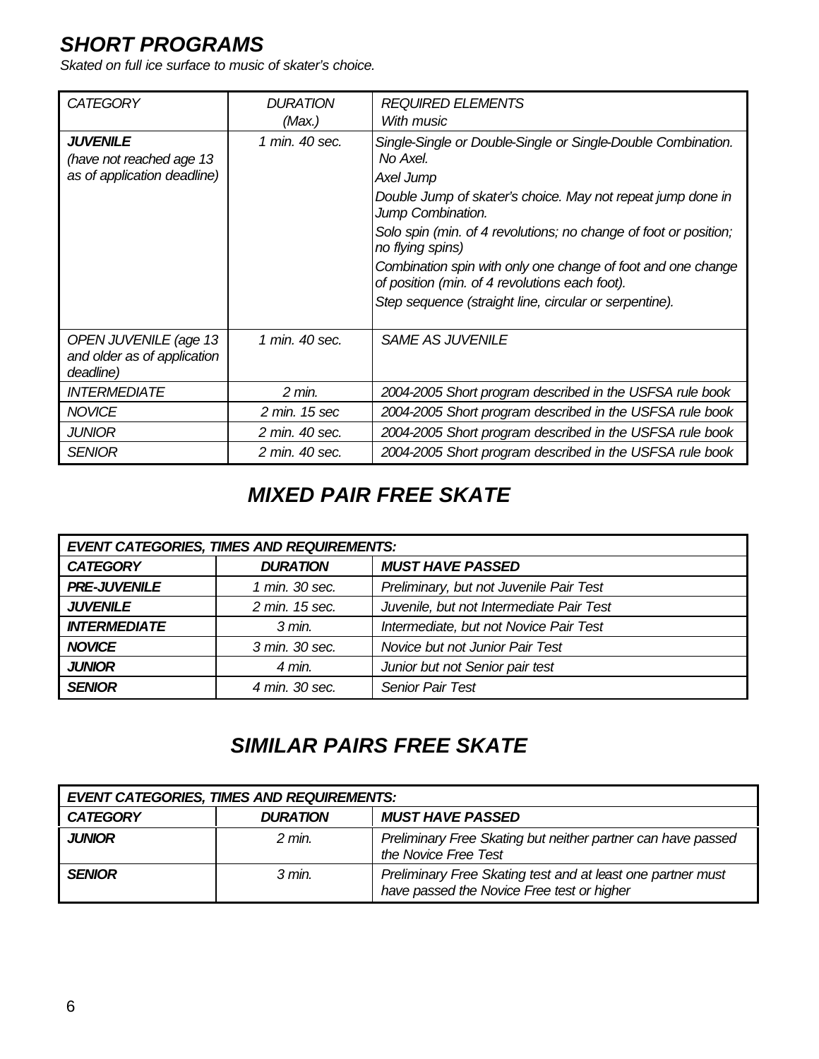## *SHORT PROGRAMS*

*Skated on full ice surface to music of skater's choice.*

| *CATEGORY* | *DURATION (Max.)* | *REQUIRED ELEMENTS With music* |
|---|---|---|
| ***JUVENILE*** *(have not reached age 13 as of application deadline)* | *1 min. 40 sec.* | *Single-Single or Double-Single or Single-Double Combination. No Axel.*<br>*Axel Jump*<br>*Double Jump of skater's choice. May not repeat jump done in Jump Combination.*<br>*Solo spin (min. of 4 revolutions; no change of foot or position; no flying spins)*<br>*Combination spin with only one change of foot and one change of position (min. of 4 revolutions each foot).*<br>*Step sequence (straight line, circular or serpentine).* |
| *OPEN JUVENILE (age 13 and older as of application deadline)* | *1 min. 40 sec.* | *SAME AS JUVENILE* |
| *INTERMEDIATE* | *2 min.* | *2004-2005 Short program described in the USFSA rule book* |
| *NOVICE* | *2 min. 15 sec* | *2004-2005 Short program described in the USFSA rule book* |
| *JUNIOR* | *2 min. 40 sec.* | *2004-2005 Short program described in the USFSA rule book* |
| *SENIOR* | *2 min. 40 sec.* | *2004-2005 Short program described in the USFSA rule book* |

## *MIXED PAIR FREE SKATE*

| ***EVENT CATEGORIES, TIMES AND REQUIREMENTS:*** | | |
|---|---|---|
| ***CATEGORY*** | ***DURATION*** | ***MUST HAVE PASSED*** |
| ***PRE-JUVENILE*** | *1 min. 30 sec.* | *Preliminary, but not Juvenile Pair Test* |
| ***JUVENILE*** | *2 min. 15 sec.* | *Juvenile, but not Intermediate Pair Test* |
| ***INTERMEDIATE*** | *3 min.* | *Intermediate, but not Novice Pair Test* |
| ***NOVICE*** | *3 min. 30 sec.* | *Novice but not Junior Pair Test* |
| ***JUNIOR*** | *4 min.* | *Junior but not Senior pair test* |
| ***SENIOR*** | *4 min. 30 sec.* | *Senior Pair Test* |

## *SIMILAR PAIRS FREE SKATE*

| ***EVENT CATEGORIES, TIMES AND REQUIREMENTS:*** | | |
|---|---|---|
| ***CATEGORY*** | ***DURATION*** | ***MUST HAVE PASSED*** |
| ***JUNIOR*** | *2 min.* | *Preliminary Free Skating but neither partner can have passed the Novice Free Test* |
| ***SENIOR*** | *3 min.* | *Preliminary Free Skating test and at least one partner must have passed the Novice Free test or higher* |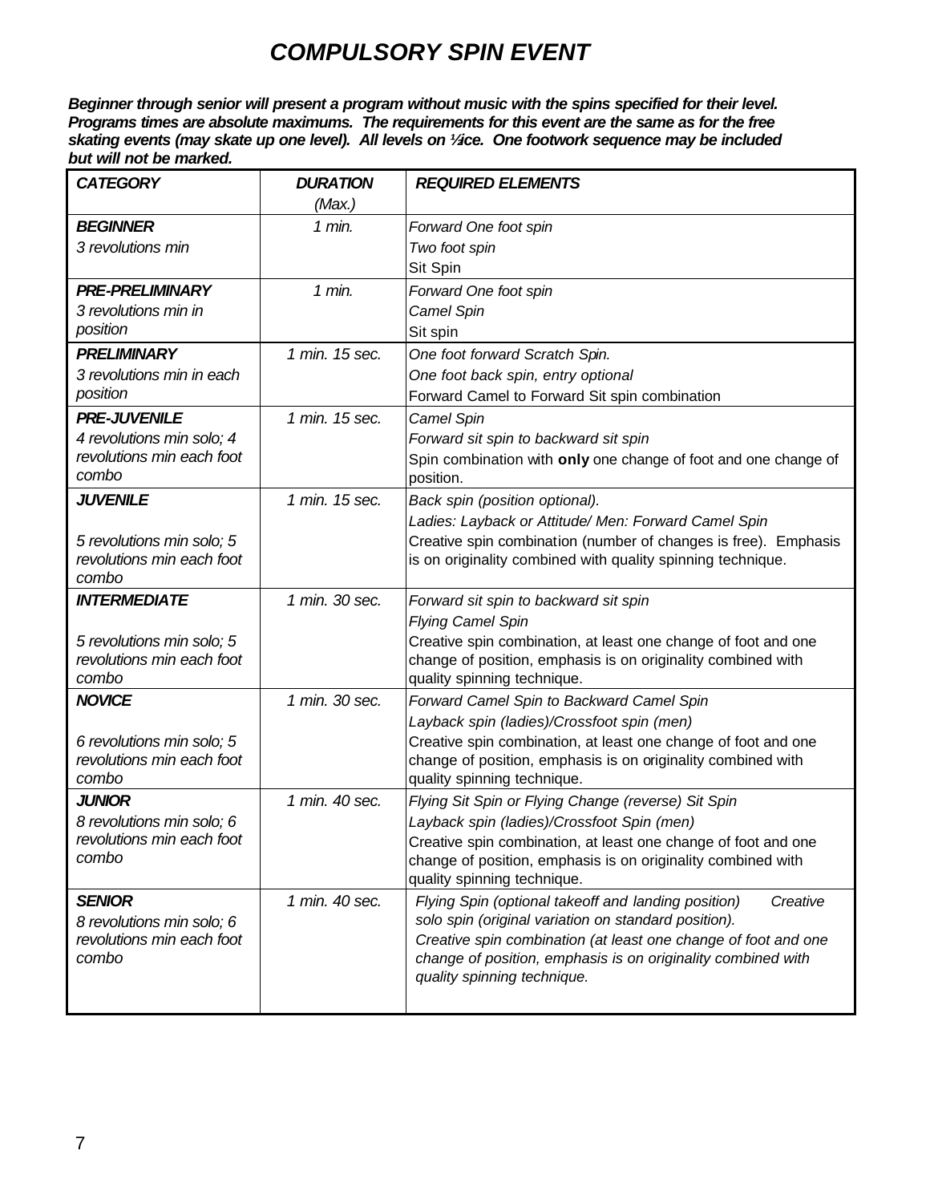# *COMPULSORY SPIN EVENT*

***Beginner through senior will present a program without music with the spins specified for their level. Programs times are absolute maximums. The requirements for this event are the same as for the free skating events (may skate up one level). All levels on ½ice. One footwork sequence may be included but will not be marked.***

| *CATEGORY* | *DURATION (Max.)* | *REQUIRED ELEMENTS* |
|---|---|---|
| ***BEGINNER***<br>*3 revolutions min* | *1 min.* | *Forward One foot spin*<br>*Two foot spin*<br>Sit Spin |
| ***PRE-PRELIMINARY***<br>*3 revolutions min in position* | *1 min.* | *Forward One foot spin*<br>*Camel Spin*<br>Sit spin |
| ***PRELIMINARY***<br>*3 revolutions min in each position* | *1 min. 15 sec.* | *One foot forward Scratch Spin.*<br>*One foot back spin, entry optional*<br>Forward Camel to Forward Sit spin combination |
| ***PRE-JUVENILE***<br>*4 revolutions min solo; 4 revolutions min each foot combo* | *1 min. 15 sec.* | *Camel Spin*<br>*Forward sit spin to backward sit spin*<br>Spin combination with **only** one change of foot and one change of position. |
| ***JUVENILE***<br>*5 revolutions min solo; 5 revolutions min each foot combo* | *1 min. 15 sec.* | *Back spin (position optional).*<br>*Ladies: Layback or Attitude/ Men: Forward Camel Spin*<br>Creative spin combination (number of changes is free). Emphasis is on originality combined with quality spinning technique. |
| ***INTERMEDIATE***<br>*5 revolutions min solo; 5 revolutions min each foot combo* | *1 min. 30 sec.* | *Forward sit spin to backward sit spin*<br>*Flying Camel Spin*<br>Creative spin combination, at least one change of foot and one change of position, emphasis is on originality combined with quality spinning technique. |
| ***NOVICE***<br>*6 revolutions min solo; 5 revolutions min each foot combo* | *1 min. 30 sec.* | *Forward Camel Spin to Backward Camel Spin*<br>*Layback spin (ladies)/Crossfoot spin (men)*<br>Creative spin combination, at least one change of foot and one change of position, emphasis is on originality combined with quality spinning technique. |
| ***JUNIOR***<br>*8 revolutions min solo; 6 revolutions min each foot combo* | *1 min. 40 sec.* | *Flying Sit Spin or Flying Change (reverse) Sit Spin*<br>*Layback spin (ladies)/Crossfoot Spin (men)*<br>Creative spin combination, at least one change of foot and one change of position, emphasis is on originality combined with quality spinning technique. |
| ***SENIOR***<br>*8 revolutions min solo; 6 revolutions min each foot combo* | *1 min. 40 sec.* | *Flying Spin (optional takeoff and landing position) Creative solo spin (original variation on standard position).*<br>*Creative spin combination (at least one change of foot and one change of position, emphasis is on originality combined with quality spinning technique.* |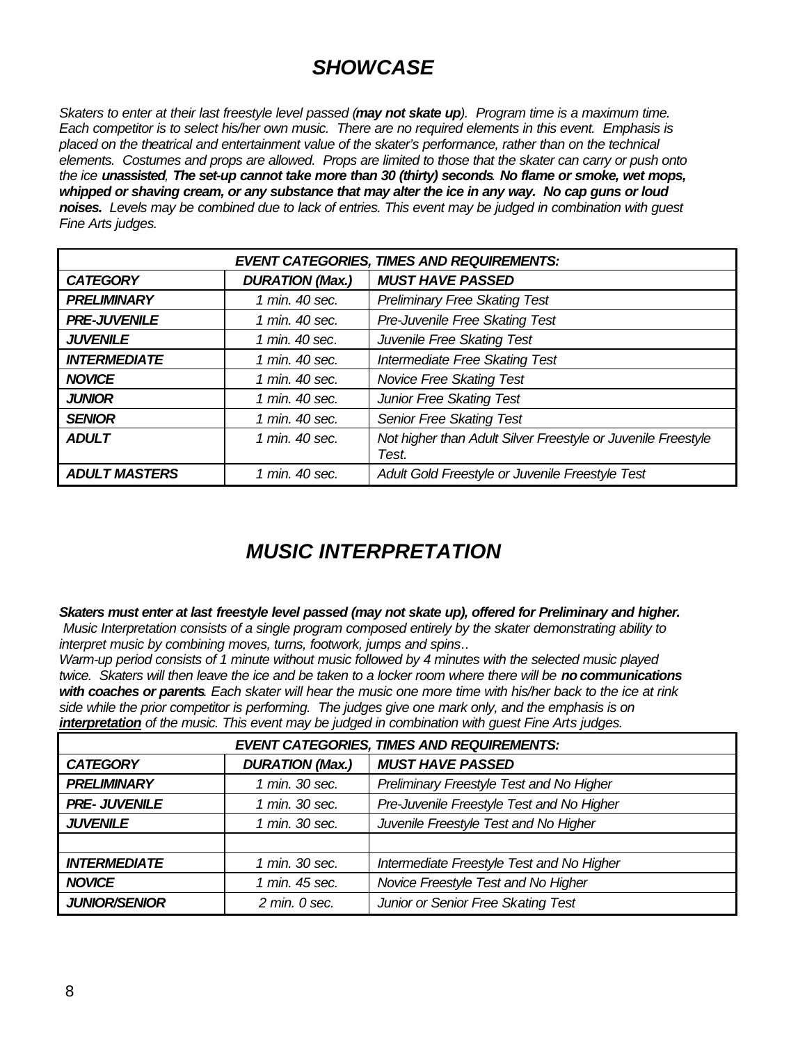# *SHOWCASE*

*Skaters to enter at their last freestyle level passed (**may not skate up**). Program time is a maximum time. Each competitor is to select his/her own music. There are no required elements in this event. Emphasis is placed on the theatrical and entertainment value of the skater's performance, rather than on the technical elements. Costumes and props are allowed. Props are limited to those that the skater can carry or push onto the ice **unassisted**, **The set-up cannot take more than 30 (thirty) seconds**. **No flame or smoke, wet mops, whipped or shaving cream, or any substance that may alter the ice in any way. No cap guns or loud noises.** Levels may be combined due to lack of entries. This event may be judged in combination with guest Fine Arts judges.*

| *EVENT CATEGORIES, TIMES AND REQUIREMENTS:* | | |
|---|---|---|
| ***CATEGORY*** | ***DURATION (Max.)*** | ***MUST HAVE PASSED*** |
| ***PRELIMINARY*** | *1 min. 40 sec.* | *Preliminary Free Skating Test* |
| ***PRE-JUVENILE*** | *1 min. 40 sec.* | *Pre-Juvenile Free Skating Test* |
| ***JUVENILE*** | *1 min. 40 sec.* | *Juvenile Free Skating Test* |
| ***INTERMEDIATE*** | *1 min. 40 sec.* | *Intermediate Free Skating Test* |
| ***NOVICE*** | *1 min. 40 sec.* | *Novice Free Skating Test* |
| ***JUNIOR*** | *1 min. 40 sec.* | *Junior Free Skating Test* |
| ***SENIOR*** | *1 min. 40 sec.* | *Senior Free Skating Test* |
| ***ADULT*** | *1 min. 40 sec.* | *Not higher than Adult Silver Freestyle or Juvenile Freestyle Test.* |
| ***ADULT MASTERS*** | *1 min. 40 sec.* | *Adult Gold Freestyle or Juvenile Freestyle Test* |

# *MUSIC INTERPRETATION*

***Skaters must enter at last freestyle level passed (may not skate up), offered for Preliminary and higher.***
*Music Interpretation consists of a single program composed entirely by the skater demonstrating ability to interpret music by combining moves, turns, footwork, jumps and spins..*
*Warm-up period consists of 1 minute without music followed by 4 minutes with the selected music played twice. Skaters will then leave the ice and be taken to a locker room where there will be **no communications with coaches or parents**. Each skater will hear the music one more time with his/her back to the ice at rink side while the prior competitor is performing. The judges give one mark only, and the emphasis is on **interpretation** of the music. This event may be judged in combination with guest Fine Arts judges.*

| *EVENT CATEGORIES, TIMES AND REQUIREMENTS:* | | |
|---|---|---|
| ***CATEGORY*** | ***DURATION (Max.)*** | ***MUST HAVE PASSED*** |
| ***PRELIMINARY*** | *1 min. 30 sec.* | *Preliminary Freestyle Test and No Higher* |
| ***PRE- JUVENILE*** | *1 min. 30 sec.* | *Pre-Juvenile Freestyle Test and No Higher* |
| ***JUVENILE*** | *1 min. 30 sec.* | *Juvenile Freestyle Test and No Higher* |
| | | |
| ***INTERMEDIATE*** | *1 min. 30 sec.* | *Intermediate Freestyle Test and No Higher* |
| ***NOVICE*** | *1 min. 45 sec.* | *Novice Freestyle Test and No Higher* |
| ***JUNIOR/SENIOR*** | *2 min. 0 sec.* | *Junior or Senior Free Skating Test* |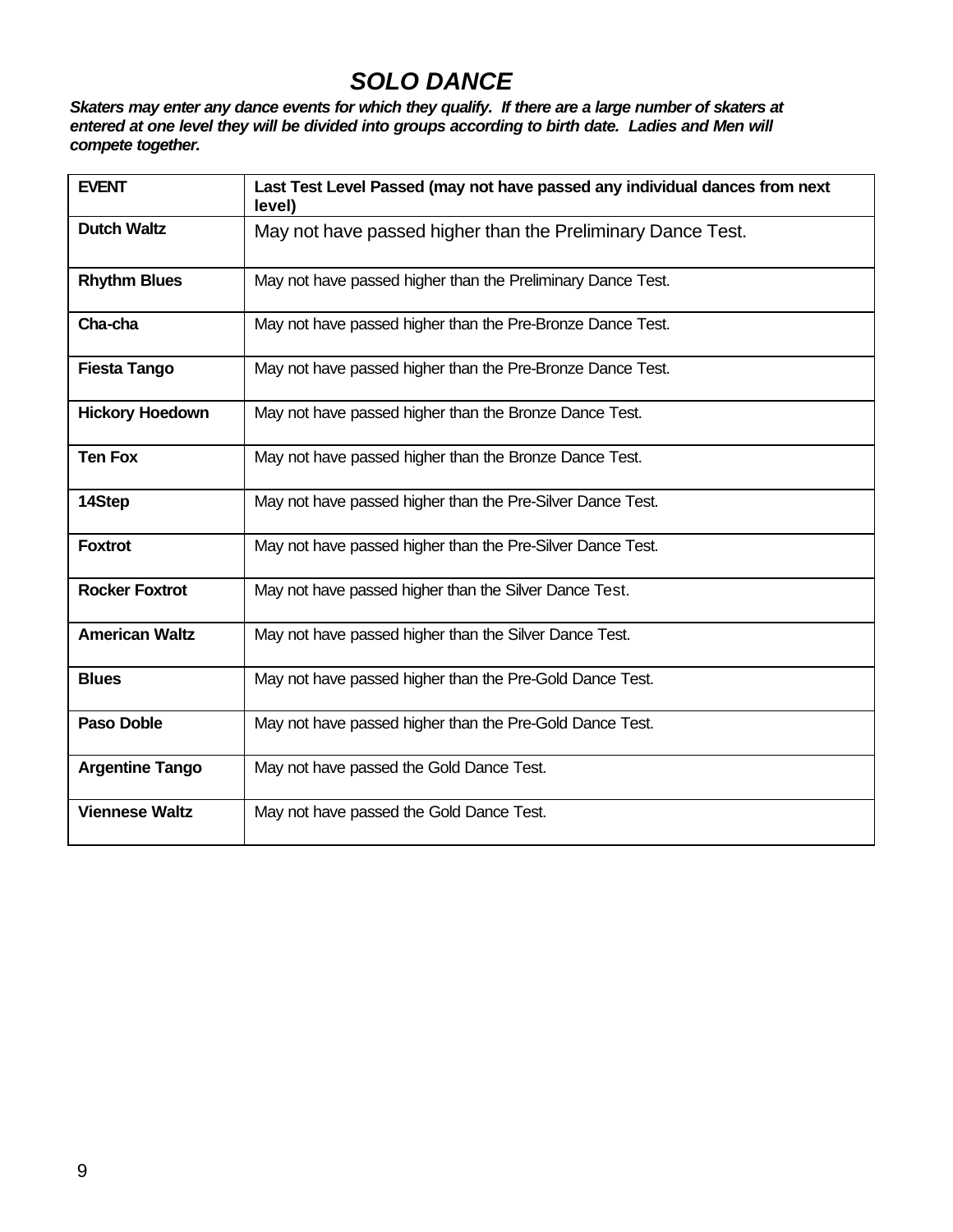# *SOLO DANCE*

***Skaters may enter any dance events for which they qualify. If there are a large number of skaters at entered at one level they will be divided into groups according to birth date. Ladies and Men will compete together.***

| EVENT | Last Test Level Passed (may not have passed any individual dances from next level) |
|---|---|
| **Dutch Waltz** | May not have passed higher than the Preliminary Dance Test. |
| **Rhythm Blues** | May not have passed higher than the Preliminary Dance Test. |
| **Cha-cha** | May not have passed higher than the Pre-Bronze Dance Test. |
| **Fiesta Tango** | May not have passed higher than the Pre-Bronze Dance Test. |
| **Hickory Hoedown** | May not have passed higher than the Bronze Dance Test. |
| **Ten Fox** | May not have passed higher than the Bronze Dance Test. |
| **14Step** | May not have passed higher than the Pre-Silver Dance Test. |
| **Foxtrot** | May not have passed higher than the Pre-Silver Dance Test. |
| **Rocker Foxtrot** | May not have passed higher than the Silver Dance Test. |
| **American Waltz** | May not have passed higher than the Silver Dance Test. |
| **Blues** | May not have passed higher than the Pre-Gold Dance Test. |
| **Paso Doble** | May not have passed higher than the Pre-Gold Dance Test. |
| **Argentine Tango** | May not have passed the Gold Dance Test. |
| **Viennese Waltz** | May not have passed the Gold Dance Test. |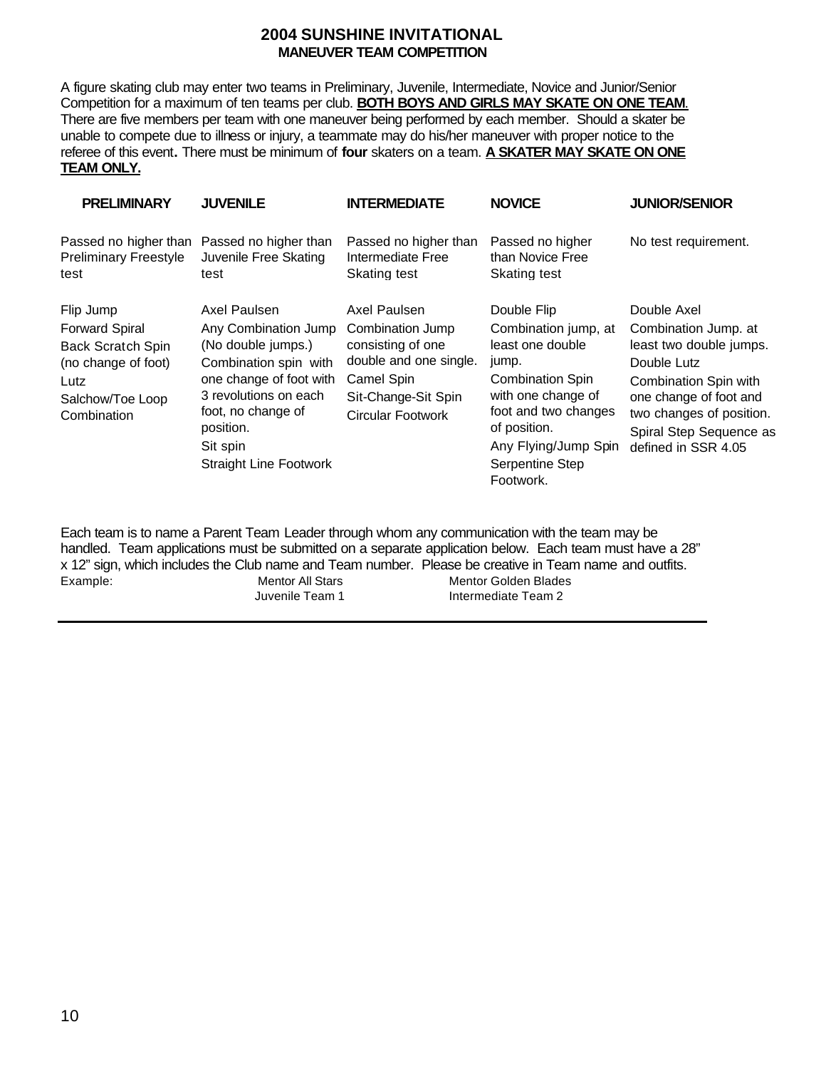# 2004 SUNSHINE INVITATIONAL
## MANEUVER TEAM COMPETITION

A figure skating club may enter two teams in Preliminary, Juvenile, Intermediate, Novice and Junior/Senior Competition for a maximum of ten teams per club. **BOTH BOYS AND GIRLS MAY SKATE ON ONE TEAM**. There are five members per team with one maneuver being performed by each member. Should a skater be unable to compete due to illness or injury, a teammate may do his/her maneuver with proper notice to the referee of this event**.** There must be minimum of **four** skaters on a team. **A SKATER MAY SKATE ON ONE TEAM ONLY.**

| PRELIMINARY | JUVENILE | INTERMEDIATE | NOVICE | JUNIOR/SENIOR |
|---|---|---|---|---|
| Passed no higher than Preliminary Freestyle test | Passed no higher than Juvenile Free Skating test | Passed no higher than Intermediate Free Skating test | Passed no higher than Novice Free Skating test | No test requirement. |
| Flip Jump<br>Forward Spiral<br>Back Scratch Spin (no change of foot)<br>Lutz<br>Salchow/Toe Loop Combination | Axel Paulsen<br>Any Combination Jump (No double jumps.)<br>Combination spin with one change of foot with 3 revolutions on each foot, no change of position.<br>Sit spin<br>Straight Line Footwork | Axel Paulsen<br>Combination Jump consisting of one double and one single.<br>Camel Spin<br>Sit-Change-Sit Spin<br>Circular Footwork | Double Flip<br>Combination jump, at least one double jump.<br>Combination Spin with one change of foot and two changes of position.<br>Any Flying/Jump Spin<br>Serpentine Step Footwork. | Double Axel<br>Combination Jump. at least two double jumps.<br>Double Lutz<br>Combination Spin with one change of foot and two changes of position.<br>Spiral Step Sequence as defined in SSR 4.05 |

Each team is to name a Parent Team Leader through whom any communication with the team may be handled. Team applications must be submitted on a separate application below. Each team must have a 28" x 12" sign, which includes the Club name and Team number. Please be creative in Team name and outfits.

Example: Mentor All Stars Juvenile Team 1 — Mentor Golden Blades Intermediate Team 2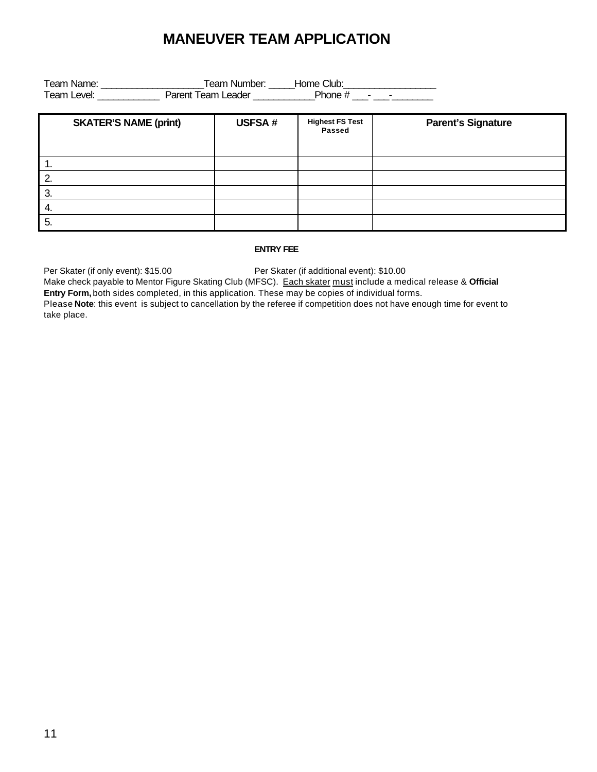# MANEUVER TEAM APPLICATION

Team Name: ___________________Team Number: _____Home Club:_________________
Team Level: ___________ Parent Team Leader ___________Phone # ___-___-_______

| SKATER'S NAME (print) | USFSA # | Highest FS Test Passed | Parent's Signature |
|---|---|---|---|
| 1. | | | |
| 2. | | | |
| 3. | | | |
| 4. | | | |
| 5. | | | |

**ENTRY FEE**

Per Skater (if only event): $15.00 Per Skater (if additional event): $10.00
Make check payable to Mentor Figure Skating Club (MFSC). Each skater must include a medical release & **Official Entry Form,** both sides completed, in this application. These may be copies of individual forms.
Please **Note**: this event is subject to cancellation by the referee if competition does not have enough time for event to take place.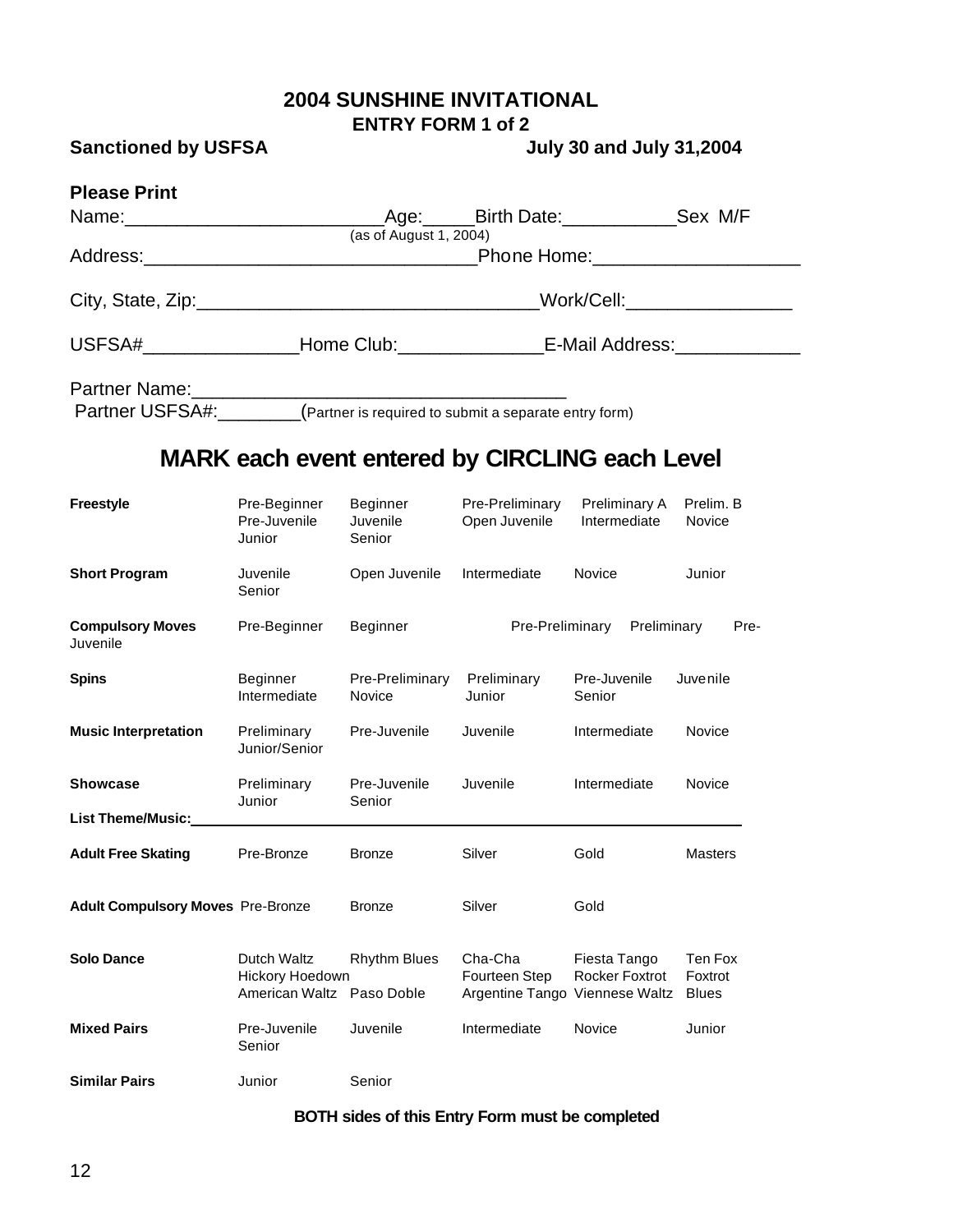## 2004 SUNSHINE INVITATIONAL

### ENTRY FORM 1 of 2

**Sanctioned by USFSA** **July 30 and July 31,2004**

**Please Print**

Name:_________________________Age:_____Birth Date:___________Sex M/F
(as of August 1, 2004)

Address:________________________________Phone Home:___________________

City, State, Zip:________________________________Work/Cell:________________

USFSA#_______________Home Club:______________E-Mail Address:____________

Partner Name:___________________________________

Partner USFSA#:________(Partner is required to submit a separate entry form)

## MARK each event entered by CIRCLING each Level

| | | | | | |
|---|---|---|---|---|---|
| **Freestyle** | Pre-Beginner<br>Pre-Juvenile<br>Junior | Beginner<br>Juvenile<br>Senior | Pre-Preliminary<br>Open Juvenile | Preliminary A<br>Intermediate | Prelim. B<br>Novice |
| **Short Program** | Juvenile<br>Senior | Open Juvenile | Intermediate | Novice | Junior |
| **Compulsory Moves** | Pre-Beginner | Beginner | Pre-Preliminary | Preliminary | Pre-Juvenile |
| **Spins** | Beginner<br>Intermediate | Pre-Preliminary<br>Novice | Preliminary<br>Junior | Pre-Juvenile<br>Senior | Juvenile |
| **Music Interpretation** | Preliminary<br>Junior/Senior | Pre-Juvenile | Juvenile | Intermediate | Novice |
| **Showcase** | Preliminary<br>Junior | Pre-Juvenile<br>Senior | Juvenile | Intermediate | Novice |
| **List Theme/Music:** | | | | | |
| **Adult Free Skating** | Pre-Bronze | Bronze | Silver | Gold | Masters |
| **Adult Compulsory Moves** | Pre-Bronze | Bronze | Silver | Gold | |
| **Solo Dance** | Dutch Waltz<br>Hickory Hoedown<br>American Waltz | Rhythm Blues<br><br>Paso Doble | Cha-Cha<br>Fourteen Step<br>Argentine Tango | Fiesta Tango<br>Rocker Foxtrot<br>Viennese Waltz | Ten Fox<br>Foxtrot<br>Blues |
| **Mixed Pairs** | Pre-Juvenile<br>Senior | Juvenile | Intermediate | Novice | Junior |
| **Similar Pairs** | Junior | Senior | | | |

**BOTH sides of this Entry Form must be completed**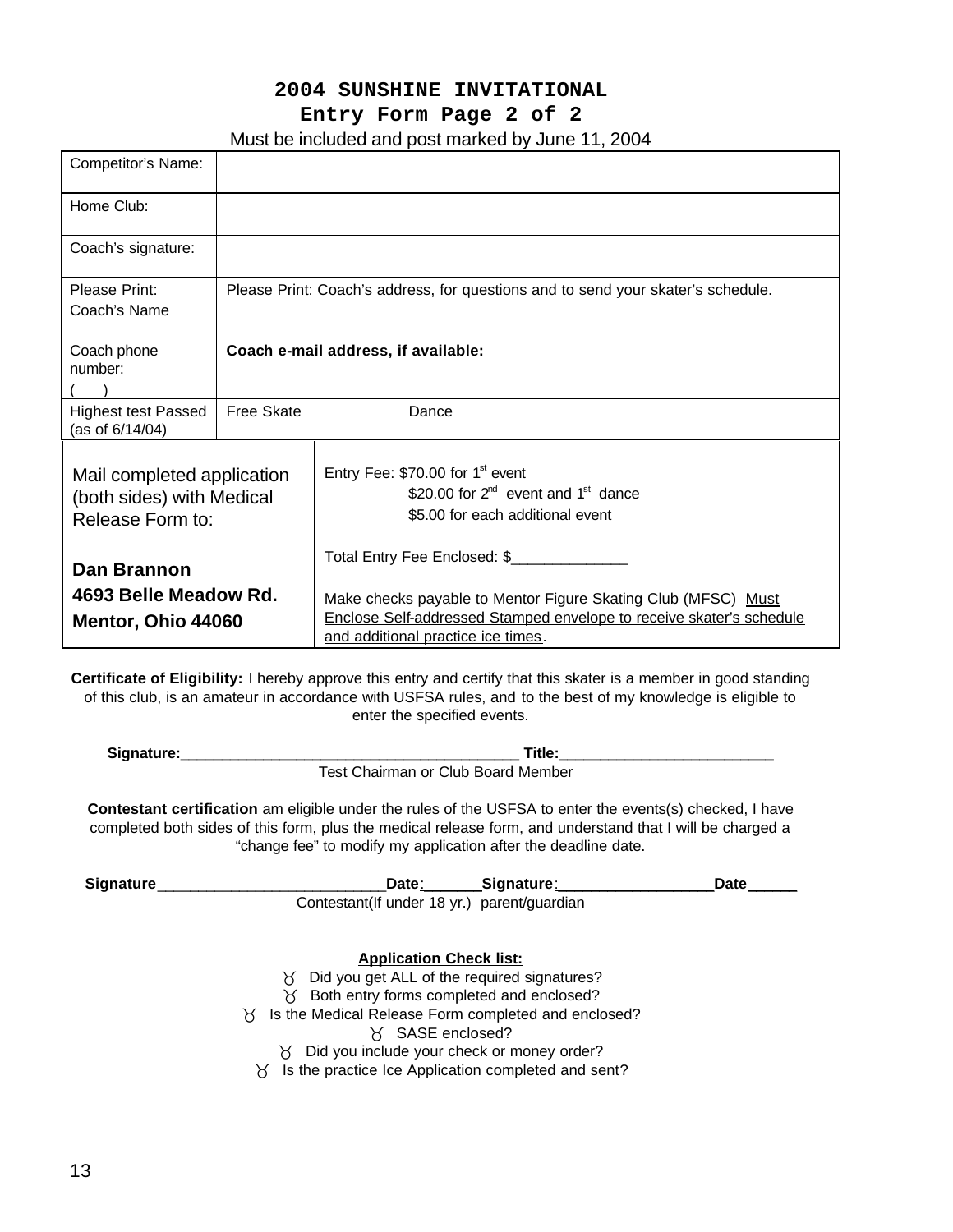# 2004 SUNSHINE INVITATIONAL

## Entry Form Page 2 of 2

Must be included and post marked by June 11, 2004

| | |
|---|---|
| Competitor's Name: | |
| Home Club: | |
| Coach's signature: | |
| Please Print: Coach's Name | Please Print: Coach's address, for questions and to send your skater's schedule. |
| Coach phone number: ( ) | **Coach e-mail address, if available:** |
| Highest test Passed (as of 6/14/04) | Free Skate Dance |

| | |
|---|---|
| Mail completed application (both sides) with Medical Release Form to: **Dan Brannon 4693 Belle Meadow Rd. Mentor, Ohio 44060** | Entry Fee: $70.00 for 1st event; $20.00 for 2nd event and 1st dance; $5.00 for each additional event. Total Entry Fee Enclosed: $______________ Make checks payable to Mentor Figure Skating Club (MFSC) Must Enclose Self-addressed Stamped envelope to receive skater's schedule and additional practice ice times. |

**Certificate of Eligibility:** I hereby approve this entry and certify that this skater is a member in good standing of this club, is an amateur in accordance with USFSA rules, and to the best of my knowledge is eligible to enter the specified events.

**Signature:**__________________________________________ **Title:**__________________________

Test Chairman or Club Board Member

**Contestant certification** am eligible under the rules of the USFSA to enter the events(s) checked, I have completed both sides of this form, plus the medical release form, and understand that I will be charged a "change fee" to modify my application after the deadline date.

**Signature**____________________________**Date**:_______**Signature**:__________________**Date**______

Contestant(If under 18 yr.) parent/guardian

**Application Check list:**

- Did you get ALL of the required signatures?
- Both entry forms completed and enclosed?
- Is the Medical Release Form completed and enclosed?
- SASE enclosed?
- Did you include your check or money order?
- Is the practice Ice Application completed and sent?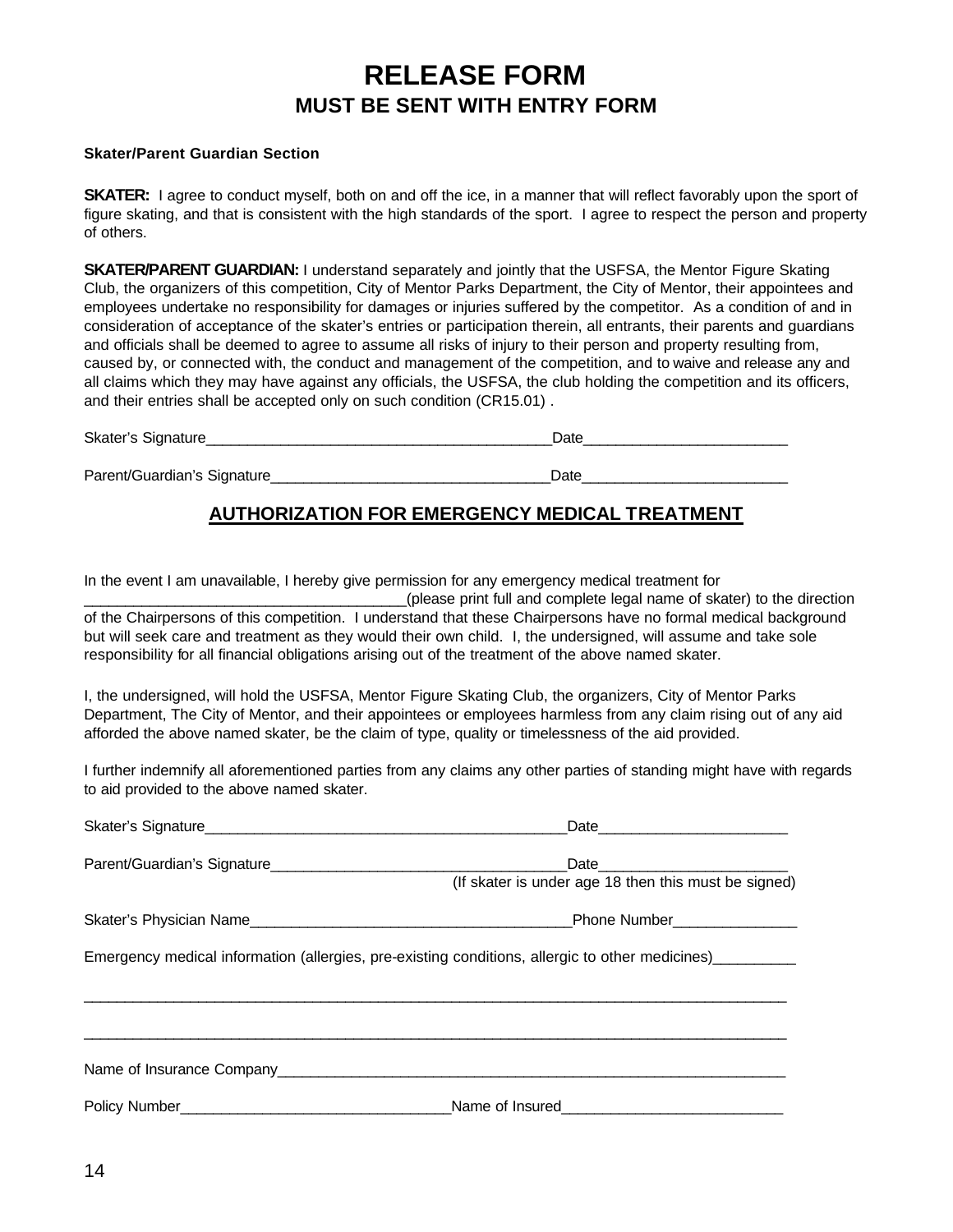# RELEASE FORM

## MUST BE SENT WITH ENTRY FORM

**Skater/Parent Guardian Section**

**SKATER:** I agree to conduct myself, both on and off the ice, in a manner that will reflect favorably upon the sport of figure skating, and that is consistent with the high standards of the sport. I agree to respect the person and property of others.

**SKATER/PARENT GUARDIAN:** I understand separately and jointly that the USFSA, the Mentor Figure Skating Club, the organizers of this competition, City of Mentor Parks Department, the City of Mentor, their appointees and employees undertake no responsibility for damages or injuries suffered by the competitor. As a condition of and in consideration of acceptance of the skater's entries or participation therein, all entrants, their parents and guardians and officials shall be deemed to agree to assume all risks of injury to their person and property resulting from, caused by, or connected with, the conduct and management of the competition, and to waive and release any and all claims which they may have against any officials, the USFSA, the club holding the competition and its officers, and their entries shall be accepted only on such condition (CR15.01) .

Skater's Signature__________________________________________Date_________________________

Parent/Guardian's Signature__________________________________Date_________________________

## AUTHORIZATION FOR EMERGENCY MEDICAL TREATMENT

In the event I am unavailable, I hereby give permission for any emergency medical treatment for ______________________________________(please print full and complete legal name of skater) to the direction of the Chairpersons of this competition. I understand that these Chairpersons have no formal medical background but will seek care and treatment as they would their own child. I, the undersigned, will assume and take sole responsibility for all financial obligations arising out of the treatment of the above named skater.

I, the undersigned, will hold the USFSA, Mentor Figure Skating Club, the organizers, City of Mentor Parks Department, The City of Mentor, and their appointees or employees harmless from any claim rising out of any aid afforded the above named skater, be the claim of type, quality or timelessness of the aid provided.

I further indemnify all aforementioned parties from any claims any other parties of standing might have with regards to aid provided to the above named skater.

Skater's Signature____________________________________________Date_______________________

Parent/Guardian's Signature____________________________________Date_______________________
(If skater is under age 18 then this must be signed)

Skater's Physician Name_______________________________________Phone Number_______________

Emergency medical information (allergies, pre-existing conditions, allergic to other medicines)__________

___________________________________________________________________________________________

___________________________________________________________________________________________

Name of Insurance Company_________________________________________________________________

Policy Number_________________________________Name of Insured___________________________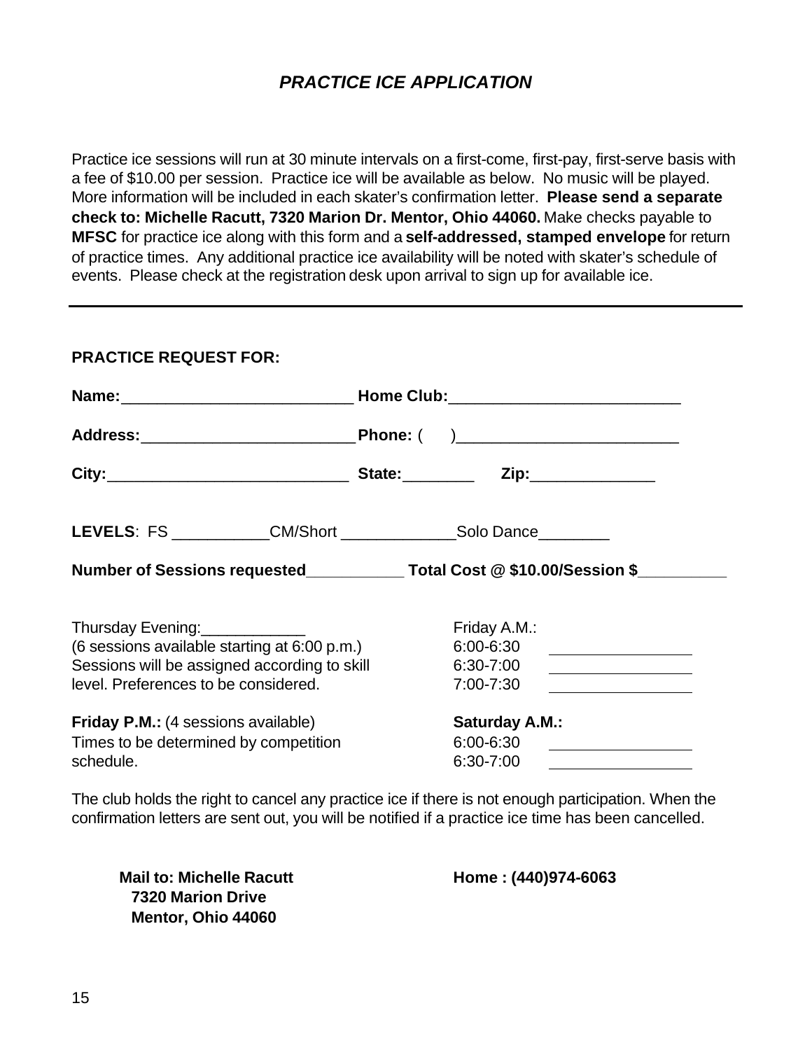## *PRACTICE ICE APPLICATION*

Practice ice sessions will run at 30 minute intervals on a first-come, first-pay, first-serve basis with a fee of $10.00 per session. Practice ice will be available as below. No music will be played. More information will be included in each skater's confirmation letter. **Please send a separate check to: Michelle Racutt, 7320 Marion Dr. Mentor, Ohio 44060.** Make checks payable to **MFSC** for practice ice along with this form and a **self-addressed, stamped envelope** for return of practice times. Any additional practice ice availability will be noted with skater's schedule of events. Please check at the registration desk upon arrival to sign up for available ice.

---

**PRACTICE REQUEST FOR:**

**Name:**__________________________ **Home Club:**__________________________

**Address:**________________________ **Phone:** (   )_________________________

**City:**___________________________ **State:**________ **Zip:**______________

**LEVELS**: FS ___________CM/Short _____________Solo Dance________

**Number of Sessions requested___________ Total Cost @ $10.00/Session $__________**

Thursday Evening:____________
(6 sessions available starting at 6:00 p.m.)
Sessions will be assigned according to skill level. Preferences to be considered.

Friday A.M.:
6:00-6:30 ________________
6:30-7:00 ________________
7:00-7:30 ________________

**Friday P.M.:** (4 sessions available)
Times to be determined by competition schedule.

**Saturday A.M.:**
6:00-6:30 ________________
6:30-7:00 ________________

The club holds the right to cancel any practice ice if there is not enough participation. When the confirmation letters are sent out, you will be notified if a practice ice time has been cancelled.

**Mail to: Michelle Racutt**
**7320 Marion Drive**
**Mentor, Ohio 44060**

**Home : (440)974-6063**